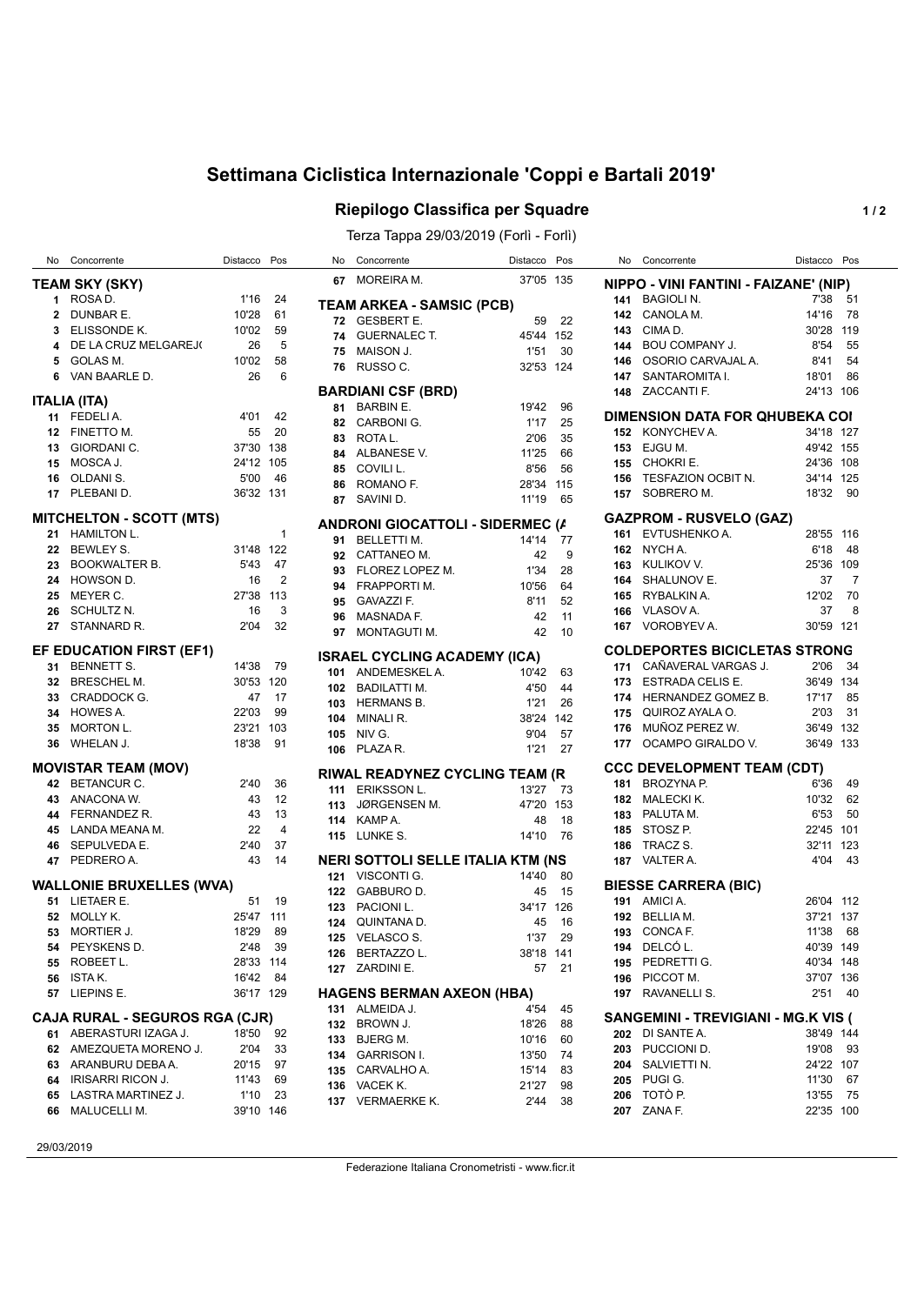# Settimana Ciclistica Internazionale 'Coppi e Bartali 2019'

## Riepilogo Classifica per Squadre

Terza Tappa 29/03/2019 (Forlì - Forlì)

### TEAM SKY (SKY)

| No | Concorrente | Distacco | Pos |
|---|---|---|---|
| 1 | ROSA D. | 1'16 | 24 |
| 2 | DUNBAR E. | 10'28 | 61 |
| 3 | ELISSONDE K. | 10'02 | 59 |
| 4 | DE LA CRUZ MELGAREJ( | 26 | 5 |
| 5 | GOLAS M. | 10'02 | 58 |
| 6 | VAN BAARLE D. | 26 | 6 |

### ITALIA (ITA)

| No | Concorrente | Distacco | Pos |
|---|---|---|---|
| 11 | FEDELI A. | 4'01 | 42 |
| 12 | FINETTO M. | 55 | 20 |
| 13 | GIORDANI C. | 37'30 | 138 |
| 15 | MOSCA J. | 24'12 | 105 |
| 16 | OLDANI S. | 5'00 | 46 |
| 17 | PLEBANI D. | 36'32 | 131 |

### MITCHELTON - SCOTT (MTS)

| No | Concorrente | Distacco | Pos |
|---|---|---|---|
| 21 | HAMILTON L. | | 1 |
| 22 | BEWLEY S. | 31'48 | 122 |
| 23 | BOOKWALTER B. | 5'43 | 47 |
| 24 | HOWSON D. | 16 | 2 |
| 25 | MEYER C. | 27'38 | 113 |
| 26 | SCHULTZ N. | 16 | 3 |
| 27 | STANNARD R. | 2'04 | 32 |

### EF EDUCATION FIRST (EF1)

| No | Concorrente | Distacco | Pos |
|---|---|---|---|
| 31 | BENNETT S. | 14'38 | 79 |
| 32 | BRESCHEL M. | 30'53 | 120 |
| 33 | CRADDOCK G. | 47 | 17 |
| 34 | HOWES A. | 22'03 | 99 |
| 35 | MORTON L. | 23'21 | 103 |
| 36 | WHELAN J. | 18'38 | 91 |

### MOVISTAR TEAM (MOV)

| No | Concorrente | Distacco | Pos |
|---|---|---|---|
| 42 | BETANCUR C. | 2'40 | 36 |
| 43 | ANACONA W. | 43 | 12 |
| 44 | FERNANDEZ R. | 43 | 13 |
| 45 | LANDA MEANA M. | 22 | 4 |
| 46 | SEPULVEDA E. | 2'40 | 37 |
| 47 | PEDRERO A. | 43 | 14 |

### WALLONIE BRUXELLES (WVA)

| No | Concorrente | Distacco | Pos |
|---|---|---|---|
| 51 | LIETAER E. | 51 | 19 |
| 52 | MOLLY K. | 25'47 | 111 |
| 53 | MORTIER J. | 18'29 | 89 |
| 54 | PEYSKENS D. | 2'48 | 39 |
| 55 | ROBEET L. | 28'33 | 114 |
| 56 | ISTA K. | 16'42 | 84 |
| 57 | LIEPINS E. | 36'17 | 129 |

### CAJA RURAL - SEGUROS RGA (CJR)

| No | Concorrente | Distacco | Pos |
|---|---|---|---|
| 61 | ABERASTURI IZAGA J. | 18'50 | 92 |
| 62 | AMEZQUETA MORENO J. | 2'04 | 33 |
| 63 | ARANBURU DEBA A. | 20'15 | 97 |
| 64 | IRISARRI RICON J. | 11'43 | 69 |
| 65 | LASTRA MARTINEZ J. | 1'10 | 23 |
| 66 | MALUCELLI M. | 39'10 | 146 |
| 67 | MOREIRA M. | 37'05 | 135 |

### TEAM ARKEA - SAMSIC (PCB)

| No | Concorrente | Distacco | Pos |
|---|---|---|---|
| 72 | GESBERT E. | 59 | 22 |
| 74 | GUERNALEC T. | 45'44 | 152 |
| 75 | MAISON J. | 1'51 | 30 |
| 76 | RUSSO C. | 32'53 | 124 |

### BARDIANI CSF (BRD)

| No | Concorrente | Distacco | Pos |
|---|---|---|---|
| 81 | BARBIN E. | 19'42 | 96 |
| 82 | CARBONI G. | 1'17 | 25 |
| 83 | ROTA L. | 2'06 | 35 |
| 84 | ALBANESE V. | 11'25 | 66 |
| 85 | COVILI L. | 8'56 | 56 |
| 86 | ROMANO F. | 28'34 | 115 |
| 87 | SAVINI D. | 11'19 | 65 |

### ANDRONI GIOCATTOLI - SIDERMEC (A

| No | Concorrente | Distacco | Pos |
|---|---|---|---|
| 91 | BELLETTI M. | 14'14 | 77 |
| 92 | CATTANEO M. | 42 | 9 |
| 93 | FLOREZ LOPEZ M. | 1'34 | 28 |
| 94 | FRAPPORTI M. | 10'56 | 64 |
| 95 | GAVAZZI F. | 8'11 | 52 |
| 96 | MASNADA F. | 42 | 11 |
| 97 | MONTAGUTI M. | 42 | 10 |

### ISRAEL CYCLING ACADEMY (ICA)

| No | Concorrente | Distacco | Pos |
|---|---|---|---|
| 101 | ANDEMESKEL A. | 10'42 | 63 |
| 102 | BADILATTI M. | 4'50 | 44 |
| 103 | HERMANS B. | 1'21 | 26 |
| 104 | MINALI R. | 38'24 | 142 |
| 105 | NIV G. | 9'04 | 57 |
| 106 | PLAZA R. | 1'21 | 27 |

### RIWAL READYNEZ CYCLING TEAM (R

| No | Concorrente | Distacco | Pos |
|---|---|---|---|
| 111 | ERIKSSON L. | 13'27 | 73 |
| 113 | JØRGENSEN M. | 47'20 | 153 |
| 114 | KAMP A. | 48 | 18 |
| 115 | LUNKE S. | 14'10 | 76 |

### NERI SOTTOLI SELLE ITALIA KTM (NS

| No | Concorrente | Distacco | Pos |
|---|---|---|---|
| 121 | VISCONTI G. | 14'40 | 80 |
| 122 | GABBURO D. | 45 | 15 |
| 123 | PACIONI L. | 34'17 | 126 |
| 124 | QUINTANA D. | 45 | 16 |
| 125 | VELASCO S. | 1'37 | 29 |
| 126 | BERTAZZO L. | 38'18 | 141 |
| 127 | ZARDINI E. | 57 | 21 |

### HAGENS BERMAN AXEON (HBA)

| No | Concorrente | Distacco | Pos |
|---|---|---|---|
| 131 | ALMEIDA J. | 4'54 | 45 |
| 132 | BROWN J. | 18'26 | 88 |
| 133 | BJERG M. | 10'16 | 60 |
| 134 | GARRISON I. | 13'50 | 74 |
| 135 | CARVALHO A. | 15'14 | 83 |
| 136 | VACEK K. | 21'27 | 98 |
| 137 | VERMAERKE K. | 2'44 | 38 |

### NIPPO - VINI FANTINI - FAIZANE' (NIP)

| No | Concorrente | Distacco | Pos |
|---|---|---|---|
| 141 | BAGIOLI N. | 7'38 | 51 |
| 142 | CANOLA M. | 14'16 | 78 |
| 143 | CIMA D. | 30'28 | 119 |
| 144 | BOU COMPANY J. | 8'54 | 55 |
| 146 | OSORIO CARVAJAL A. | 8'41 | 54 |
| 147 | SANTAROMITA I. | 18'01 | 86 |
| 148 | ZACCANTI F. | 24'13 | 106 |

### DIMENSION DATA FOR QHUBEKA COI

| No | Concorrente | Distacco | Pos |
|---|---|---|---|
| 152 | KONYCHEV A. | 34'18 | 127 |
| 153 | EJGU M. | 49'42 | 155 |
| 155 | CHOKRI E. | 24'36 | 108 |
| 156 | TESFAZION OCBIT N. | 34'14 | 125 |
| 157 | SOBRERO M. | 18'32 | 90 |

### GAZPROM - RUSVELO (GAZ)

| No | Concorrente | Distacco | Pos |
|---|---|---|---|
| 161 | EVTUSHENKO A. | 28'55 | 116 |
| 162 | NYCH A. | 6'18 | 48 |
| 163 | KULIKOV V. | 25'36 | 109 |
| 164 | SHALUNOV E. | 37 | 7 |
| 165 | RYBALKIN A. | 12'02 | 70 |
| 166 | VLASOV A. | 37 | 8 |
| 167 | VOROBYEV A. | 30'59 | 121 |

### COLDEPORTES BICICLETAS STRONG

| No | Concorrente | Distacco | Pos |
|---|---|---|---|
| 171 | CAÑAVERAL VARGAS J. | 2'06 | 34 |
| 173 | ESTRADA CELIS E. | 36'49 | 134 |
| 174 | HERNANDEZ GOMEZ B. | 17'17 | 85 |
| 175 | QUIROZ AYALA O. | 2'03 | 31 |
| 176 | MUÑOZ PEREZ W. | 36'49 | 132 |
| 177 | OCAMPO GIRALDO V. | 36'49 | 133 |

### CCC DEVELOPMENT TEAM (CDT)

| No | Concorrente | Distacco | Pos |
|---|---|---|---|
| 181 | BROZYNA P. | 6'36 | 49 |
| 182 | MALECKI K. | 10'32 | 62 |
| 183 | PALUTA M. | 6'53 | 50 |
| 185 | STOSZ P. | 22'45 | 101 |
| 186 | TRACZ S. | 32'11 | 123 |
| 187 | VALTER A. | 4'04 | 43 |

### BIESSE CARRERA (BIC)

| No | Concorrente | Distacco | Pos |
|---|---|---|---|
| 191 | AMICI A. | 26'04 | 112 |
| 192 | BELLIA M. | 37'21 | 137 |
| 193 | CONCA F. | 11'38 | 68 |
| 194 | DELCÓ L. | 40'39 | 149 |
| 195 | PEDRETTI G. | 40'34 | 148 |
| 196 | PICCOT M. | 37'07 | 136 |
| 197 | RAVANELLI S. | 2'51 | 40 |

### SANGEMINI - TREVIGIANI - MG.K VIS (

| No | Concorrente | Distacco | Pos |
|---|---|---|---|
| 202 | DI SANTE A. | 38'49 | 144 |
| 203 | PUCCIONI D. | 19'08 | 93 |
| 204 | SALVIETTI N. | 24'22 | 107 |
| 205 | PUGI G. | 11'30 | 67 |
| 206 | TOTÒ P. | 13'55 | 75 |
| 207 | ZANA F. | 22'35 | 100 |

29/03/2019

Federazione Italiana Cronometristi - www.ficr.it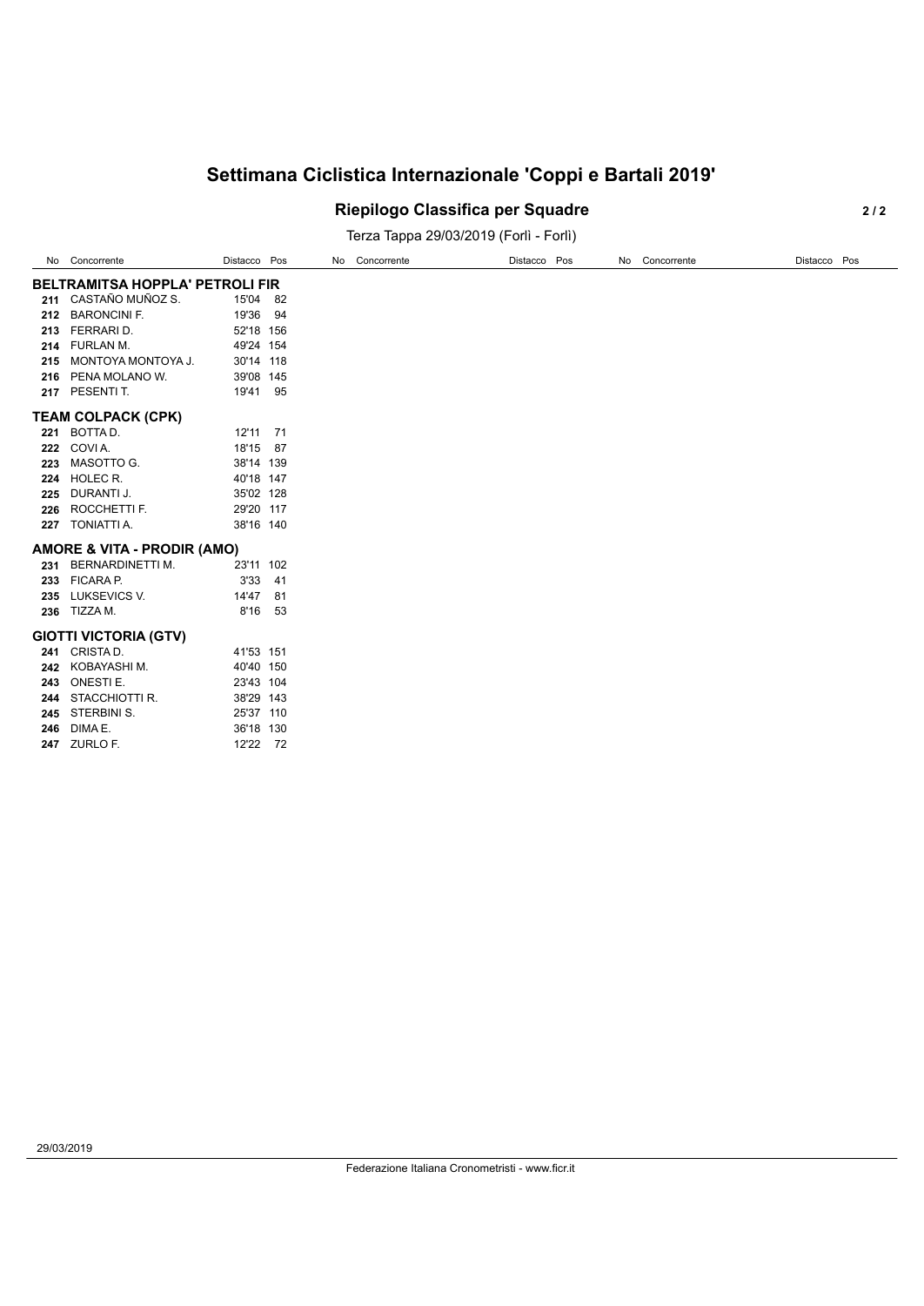# Settimana Ciclistica Internazionale 'Coppi e Bartali 2019'

## Riepilogo Classifica per Squadre

Terza Tappa 29/03/2019 (Forlì - Forlì)

| No | Concorrente | Distacco | Pos |
|---|---|---|---|
| **BELTRAMITSA HOPPLA' PETROLI FIR** | | | |
| 211 | CASTAÑO MUÑOZ S. | 15'04 | 82 |
| 212 | BARONCINI F. | 19'36 | 94 |
| 213 | FERRARI D. | 52'18 | 156 |
| 214 | FURLAN M. | 49'24 | 154 |
| 215 | MONTOYA MONTOYA J. | 30'14 | 118 |
| 216 | PENA MOLANO W. | 39'08 | 145 |
| 217 | PESENTI T. | 19'41 | 95 |
| **TEAM COLPACK (CPK)** | | | |
| 221 | BOTTA D. | 12'11 | 71 |
| 222 | COVI A. | 18'15 | 87 |
| 223 | MASOTTO G. | 38'14 | 139 |
| 224 | HOLEC R. | 40'18 | 147 |
| 225 | DURANTI J. | 35'02 | 128 |
| 226 | ROCCHETTI F. | 29'20 | 117 |
| 227 | TONIATTI A. | 38'16 | 140 |
| **AMORE & VITA - PRODIR (AMO)** | | | |
| 231 | BERNARDINETTI M. | 23'11 | 102 |
| 233 | FICARA P. | 3'33 | 41 |
| 235 | LUKSEVICS V. | 14'47 | 81 |
| 236 | TIZZA M. | 8'16 | 53 |
| **GIOTTI VICTORIA (GTV)** | | | |
| 241 | CRISTA D. | 41'53 | 151 |
| 242 | KOBAYASHI M. | 40'40 | 150 |
| 243 | ONESTI E. | 23'43 | 104 |
| 244 | STACCHIOTTI R. | 38'29 | 143 |
| 245 | STERBINI S. | 25'37 | 110 |
| 246 | DIMA E. | 36'18 | 130 |
| 247 | ZURLO F. | 12'22 | 72 |

29/03/2019

Federazione Italiana Cronometristi - www.ficr.it